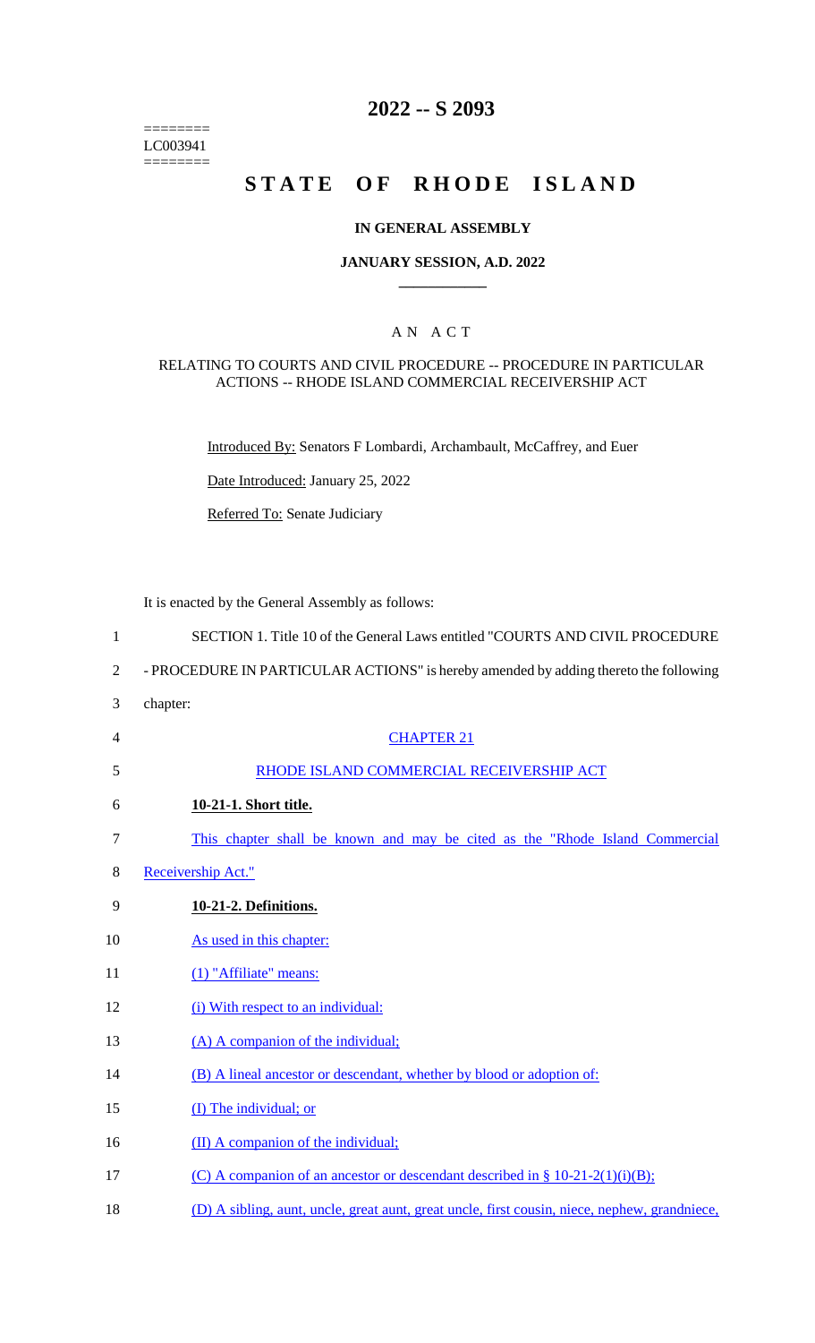========
LC003941
========

# 2022 -- S 2093

# STATE OF RHODE ISLAND

## IN GENERAL ASSEMBLY

### JANUARY SESSION, A.D. 2022

### A N A C T

#### RELATING TO COURTS AND CIVIL PROCEDURE -- PROCEDURE IN PARTICULAR ACTIONS -- RHODE ISLAND COMMERCIAL RECEIVERSHIP ACT

Introduced By: Senators F Lombardi, Archambault, McCaffrey, and Euer

Date Introduced: January 25, 2022

Referred To: Senate Judiciary

It is enacted by the General Assembly as follows:

1 SECTION 1. Title 10 of the General Laws entitled "COURTS AND CIVIL PROCEDURE
2 - PROCEDURE IN PARTICULAR ACTIONS" is hereby amended by adding thereto the following
3 chapter:

4 CHAPTER 21

5 RHODE ISLAND COMMERCIAL RECEIVERSHIP ACT

6 **10-21-1. Short title.**

7 This chapter shall be known and may be cited as the "Rhode Island Commercial
8 Receivership Act."

9 **10-21-2. Definitions.**

10 As used in this chapter:

11 (1) "Affiliate" means:

12 (i) With respect to an individual:

13 (A) A companion of the individual;

14 (B) A lineal ancestor or descendant, whether by blood or adoption of:

15 (I) The individual; or

16 (II) A companion of the individual;

17 (C) A companion of an ancestor or descendant described in § 10-21-2(1)(i)(B);

18 (D) A sibling, aunt, uncle, great aunt, great uncle, first cousin, niece, nephew, grandniece,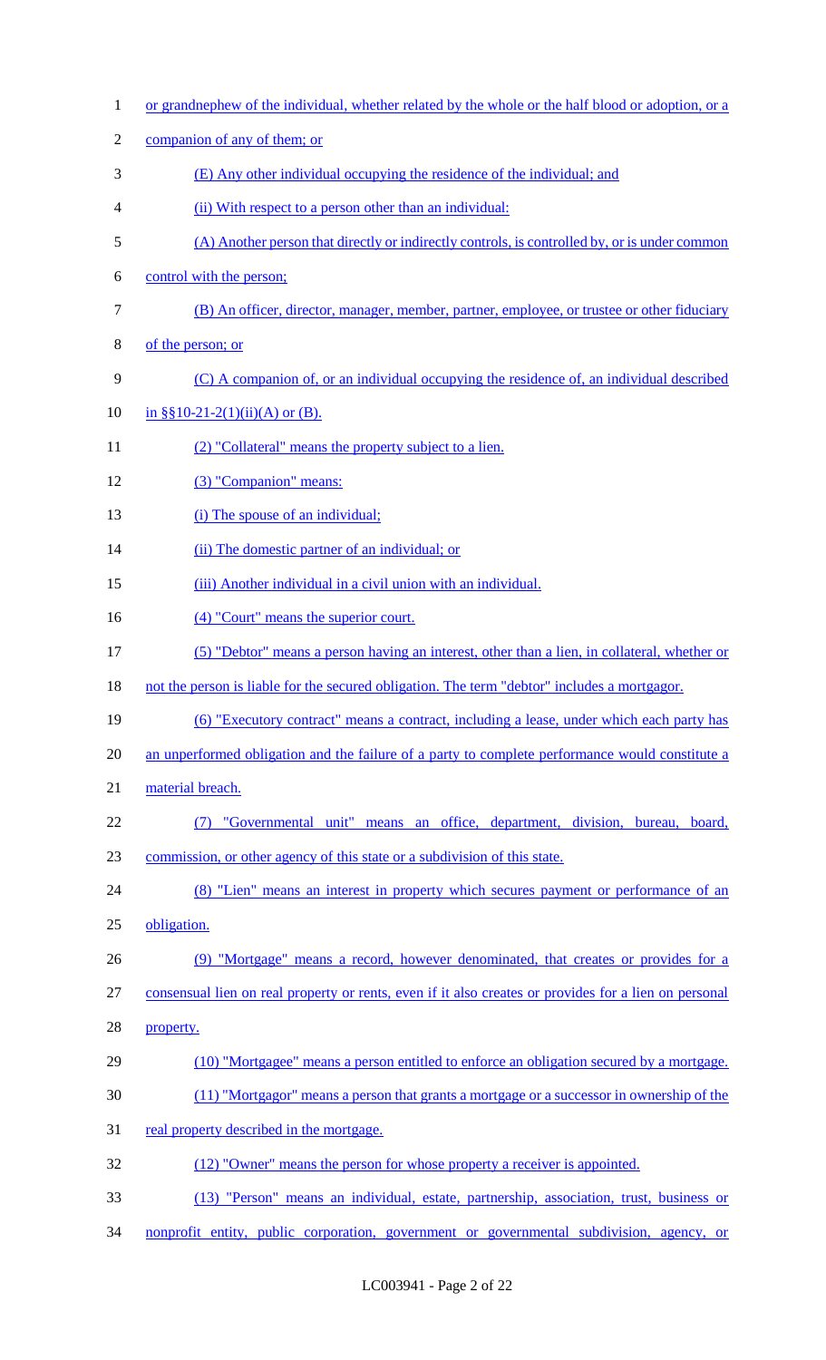or grandnephew of the individual, whether related by the whole or the half blood or adoption, or a companion of any of them; or

(E) Any other individual occupying the residence of the individual; and

(ii) With respect to a person other than an individual:

(A) Another person that directly or indirectly controls, is controlled by, or is under common control with the person;

(B) An officer, director, manager, member, partner, employee, or trustee or other fiduciary of the person; or

(C) A companion of, or an individual occupying the residence of, an individual described in §§10-21-2(1)(ii)(A) or (B).

(2) "Collateral" means the property subject to a lien.

(3) "Companion" means:

(i) The spouse of an individual;

(ii) The domestic partner of an individual; or

(iii) Another individual in a civil union with an individual.

(4) "Court" means the superior court.

(5) "Debtor" means a person having an interest, other than a lien, in collateral, whether or not the person is liable for the secured obligation. The term "debtor" includes a mortgagor.

(6) "Executory contract" means a contract, including a lease, under which each party has an unperformed obligation and the failure of a party to complete performance would constitute a material breach.

(7) "Governmental unit" means an office, department, division, bureau, board, commission, or other agency of this state or a subdivision of this state.

(8) "Lien" means an interest in property which secures payment or performance of an obligation.

(9) "Mortgage" means a record, however denominated, that creates or provides for a consensual lien on real property or rents, even if it also creates or provides for a lien on personal property.

(10) "Mortgagee" means a person entitled to enforce an obligation secured by a mortgage.

(11) "Mortgagor" means a person that grants a mortgage or a successor in ownership of the real property described in the mortgage.

(12) "Owner" means the person for whose property a receiver is appointed.

(13) "Person" means an individual, estate, partnership, association, trust, business or nonprofit entity, public corporation, government or governmental subdivision, agency, or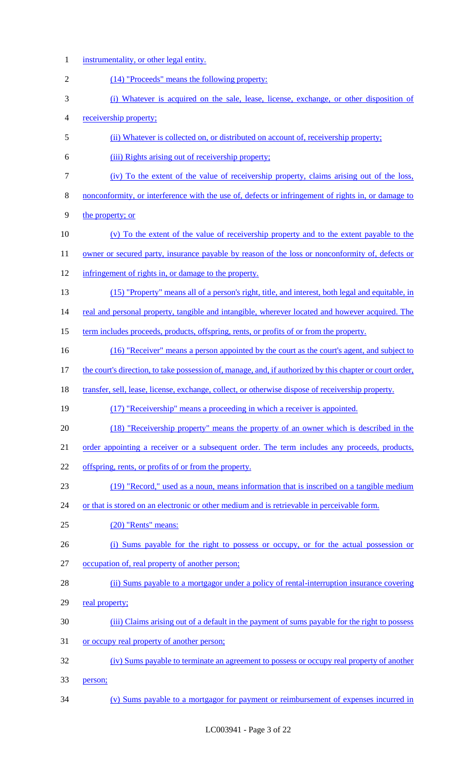instrumentality, or other legal entity.

(14) "Proceeds" means the following property:

(i) Whatever is acquired on the sale, lease, license, exchange, or other disposition of receivership property;

(ii) Whatever is collected on, or distributed on account of, receivership property;

(iii) Rights arising out of receivership property;

(iv) To the extent of the value of receivership property, claims arising out of the loss, nonconformity, or interference with the use of, defects or infringement of rights in, or damage to the property; or

(v) To the extent of the value of receivership property and to the extent payable to the owner or secured party, insurance payable by reason of the loss or nonconformity of, defects or infringement of rights in, or damage to the property.

(15) "Property" means all of a person's right, title, and interest, both legal and equitable, in real and personal property, tangible and intangible, wherever located and however acquired. The term includes proceeds, products, offspring, rents, or profits of or from the property.

(16) "Receiver" means a person appointed by the court as the court's agent, and subject to the court's direction, to take possession of, manage, and, if authorized by this chapter or court order, transfer, sell, lease, license, exchange, collect, or otherwise dispose of receivership property.

(17) "Receivership" means a proceeding in which a receiver is appointed.

(18) "Receivership property" means the property of an owner which is described in the order appointing a receiver or a subsequent order. The term includes any proceeds, products, offspring, rents, or profits of or from the property.

(19) "Record," used as a noun, means information that is inscribed on a tangible medium or that is stored on an electronic or other medium and is retrievable in perceivable form.

(20) "Rents" means:

(i) Sums payable for the right to possess or occupy, or for the actual possession or occupation of, real property of another person;

(ii) Sums payable to a mortgagor under a policy of rental-interruption insurance covering real property;

(iii) Claims arising out of a default in the payment of sums payable for the right to possess or occupy real property of another person;

(iv) Sums payable to terminate an agreement to possess or occupy real property of another person;

(v) Sums payable to a mortgagor for payment or reimbursement of expenses incurred in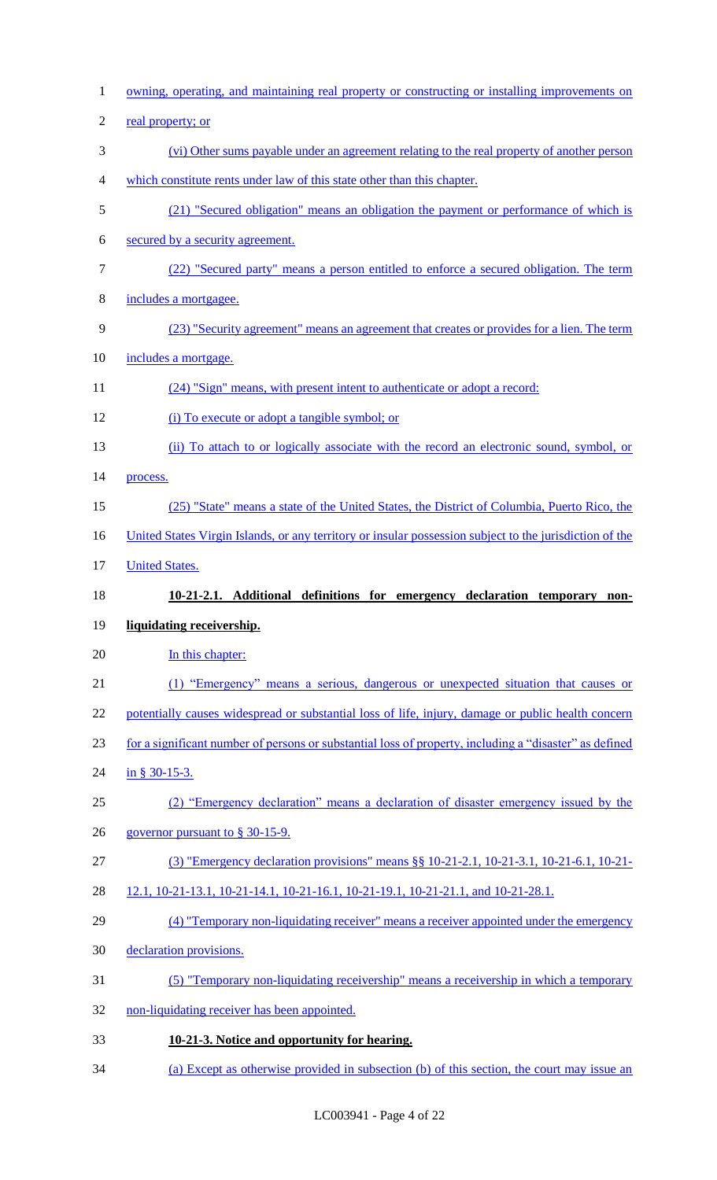owning, operating, and maintaining real property or constructing or installing improvements on real property; or

(vi) Other sums payable under an agreement relating to the real property of another person which constitute rents under law of this state other than this chapter.

(21) "Secured obligation" means an obligation the payment or performance of which is secured by a security agreement.

(22) "Secured party" means a person entitled to enforce a secured obligation. The term includes a mortgagee.

(23) "Security agreement" means an agreement that creates or provides for a lien. The term includes a mortgage.

(24) "Sign" means, with present intent to authenticate or adopt a record:

(i) To execute or adopt a tangible symbol; or

(ii) To attach to or logically associate with the record an electronic sound, symbol, or process.

(25) "State" means a state of the United States, the District of Columbia, Puerto Rico, the United States Virgin Islands, or any territory or insular possession subject to the jurisdiction of the United States.

**10-21-2.1. Additional definitions for emergency declaration temporary non-liquidating receivership.**

In this chapter:

(1) "Emergency" means a serious, dangerous or unexpected situation that causes or potentially causes widespread or substantial loss of life, injury, damage or public health concern for a significant number of persons or substantial loss of property, including a "disaster" as defined in § 30-15-3.

(2) "Emergency declaration" means a declaration of disaster emergency issued by the governor pursuant to § 30-15-9.

(3) "Emergency declaration provisions" means §§ 10-21-2.1, 10-21-3.1, 10-21-6.1, 10-21-12.1, 10-21-13.1, 10-21-14.1, 10-21-16.1, 10-21-19.1, 10-21-21.1, and 10-21-28.1.

(4) "Temporary non-liquidating receiver" means a receiver appointed under the emergency declaration provisions.

(5) "Temporary non-liquidating receivership" means a receivership in which a temporary non-liquidating receiver has been appointed.

**10-21-3. Notice and opportunity for hearing.**

(a) Except as otherwise provided in subsection (b) of this section, the court may issue an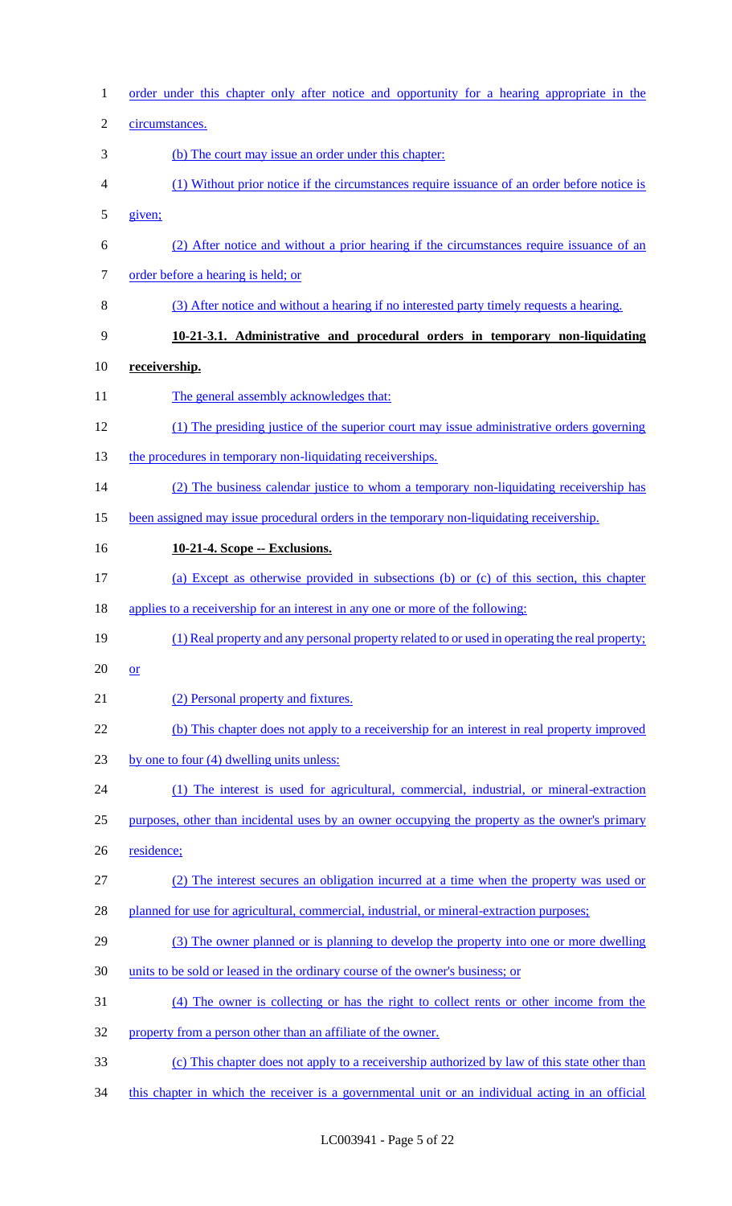order under this chapter only after notice and opportunity for a hearing appropriate in the circumstances.

(b) The court may issue an order under this chapter:

(1) Without prior notice if the circumstances require issuance of an order before notice is given;

(2) After notice and without a prior hearing if the circumstances require issuance of an order before a hearing is held; or

(3) After notice and without a hearing if no interested party timely requests a hearing.

**10-21-3.1. Administrative and procedural orders in temporary non-liquidating receivership.**

The general assembly acknowledges that:

(1) The presiding justice of the superior court may issue administrative orders governing the procedures in temporary non-liquidating receiverships.

(2) The business calendar justice to whom a temporary non-liquidating receivership has been assigned may issue procedural orders in the temporary non-liquidating receivership.

**10-21-4. Scope -- Exclusions.**

(a) Except as otherwise provided in subsections (b) or (c) of this section, this chapter applies to a receivership for an interest in any one or more of the following:

(1) Real property and any personal property related to or used in operating the real property; or

(2) Personal property and fixtures.

(b) This chapter does not apply to a receivership for an interest in real property improved by one to four (4) dwelling units unless:

(1) The interest is used for agricultural, commercial, industrial, or mineral-extraction purposes, other than incidental uses by an owner occupying the property as the owner's primary residence;

(2) The interest secures an obligation incurred at a time when the property was used or planned for use for agricultural, commercial, industrial, or mineral-extraction purposes;

(3) The owner planned or is planning to develop the property into one or more dwelling units to be sold or leased in the ordinary course of the owner's business; or

(4) The owner is collecting or has the right to collect rents or other income from the property from a person other than an affiliate of the owner.

(c) This chapter does not apply to a receivership authorized by law of this state other than this chapter in which the receiver is a governmental unit or an individual acting in an official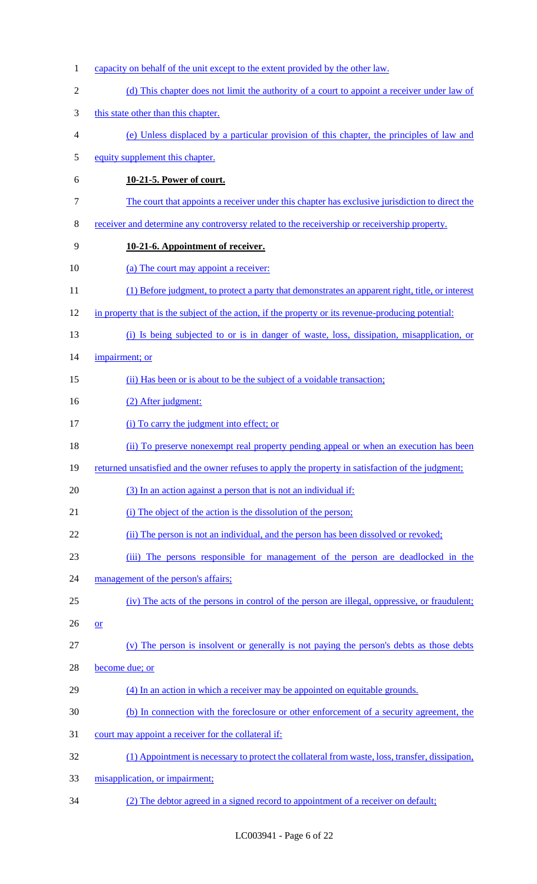capacity on behalf of the unit except to the extent provided by the other law.

(d) This chapter does not limit the authority of a court to appoint a receiver under law of this state other than this chapter.

(e) Unless displaced by a particular provision of this chapter, the principles of law and equity supplement this chapter.

**10-21-5. Power of court.**

The court that appoints a receiver under this chapter has exclusive jurisdiction to direct the receiver and determine any controversy related to the receivership or receivership property.

**10-21-6. Appointment of receiver.**

(a) The court may appoint a receiver:

(1) Before judgment, to protect a party that demonstrates an apparent right, title, or interest in property that is the subject of the action, if the property or its revenue-producing potential:

(i) Is being subjected to or is in danger of waste, loss, dissipation, misapplication, or impairment; or

(ii) Has been or is about to be the subject of a voidable transaction;

(2) After judgment:

(i) To carry the judgment into effect; or

(ii) To preserve nonexempt real property pending appeal or when an execution has been returned unsatisfied and the owner refuses to apply the property in satisfaction of the judgment;

(3) In an action against a person that is not an individual if:

(i) The object of the action is the dissolution of the person;

(ii) The person is not an individual, and the person has been dissolved or revoked;

(iii) The persons responsible for management of the person are deadlocked in the management of the person's affairs;

(iv) The acts of the persons in control of the person are illegal, oppressive, or fraudulent; or

(v) The person is insolvent or generally is not paying the person's debts as those debts become due; or

(4) In an action in which a receiver may be appointed on equitable grounds.

(b) In connection with the foreclosure or other enforcement of a security agreement, the court may appoint a receiver for the collateral if:

(1) Appointment is necessary to protect the collateral from waste, loss, transfer, dissipation, misapplication, or impairment;

(2) The debtor agreed in a signed record to appointment of a receiver on default;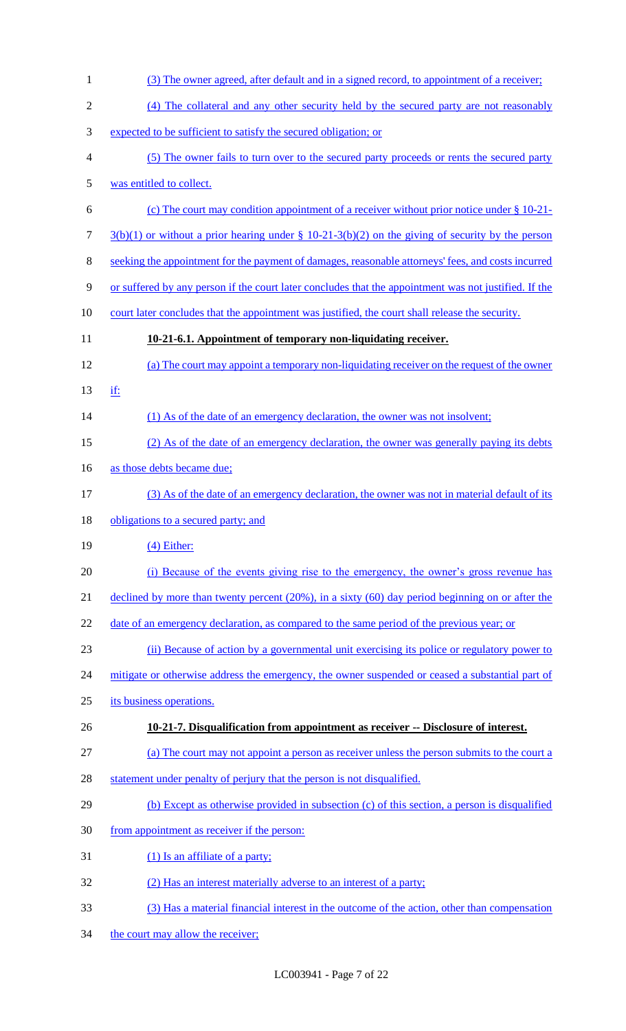(3) The owner agreed, after default and in a signed record, to appointment of a receiver;

(4) The collateral and any other security held by the secured party are not reasonably expected to be sufficient to satisfy the secured obligation; or

(5) The owner fails to turn over to the secured party proceeds or rents the secured party was entitled to collect.

(c) The court may condition appointment of a receiver without prior notice under § 10-21-3(b)(1) or without a prior hearing under § 10-21-3(b)(2) on the giving of security by the person seeking the appointment for the payment of damages, reasonable attorneys' fees, and costs incurred or suffered by any person if the court later concludes that the appointment was not justified. If the court later concludes that the appointment was justified, the court shall release the security.

**10-21-6.1. Appointment of temporary non-liquidating receiver.**

(a) The court may appoint a temporary non-liquidating receiver on the request of the owner if:

(1) As of the date of an emergency declaration, the owner was not insolvent;

(2) As of the date of an emergency declaration, the owner was generally paying its debts as those debts became due;

(3) As of the date of an emergency declaration, the owner was not in material default of its obligations to a secured party; and

(4) Either:

(i) Because of the events giving rise to the emergency, the owner's gross revenue has declined by more than twenty percent (20%), in a sixty (60) day period beginning on or after the date of an emergency declaration, as compared to the same period of the previous year; or

(ii) Because of action by a governmental unit exercising its police or regulatory power to mitigate or otherwise address the emergency, the owner suspended or ceased a substantial part of its business operations.

**10-21-7. Disqualification from appointment as receiver -- Disclosure of interest.**

(a) The court may not appoint a person as receiver unless the person submits to the court a statement under penalty of perjury that the person is not disqualified.

(b) Except as otherwise provided in subsection (c) of this section, a person is disqualified from appointment as receiver if the person:

(1) Is an affiliate of a party;

(2) Has an interest materially adverse to an interest of a party;

(3) Has a material financial interest in the outcome of the action, other than compensation the court may allow the receiver;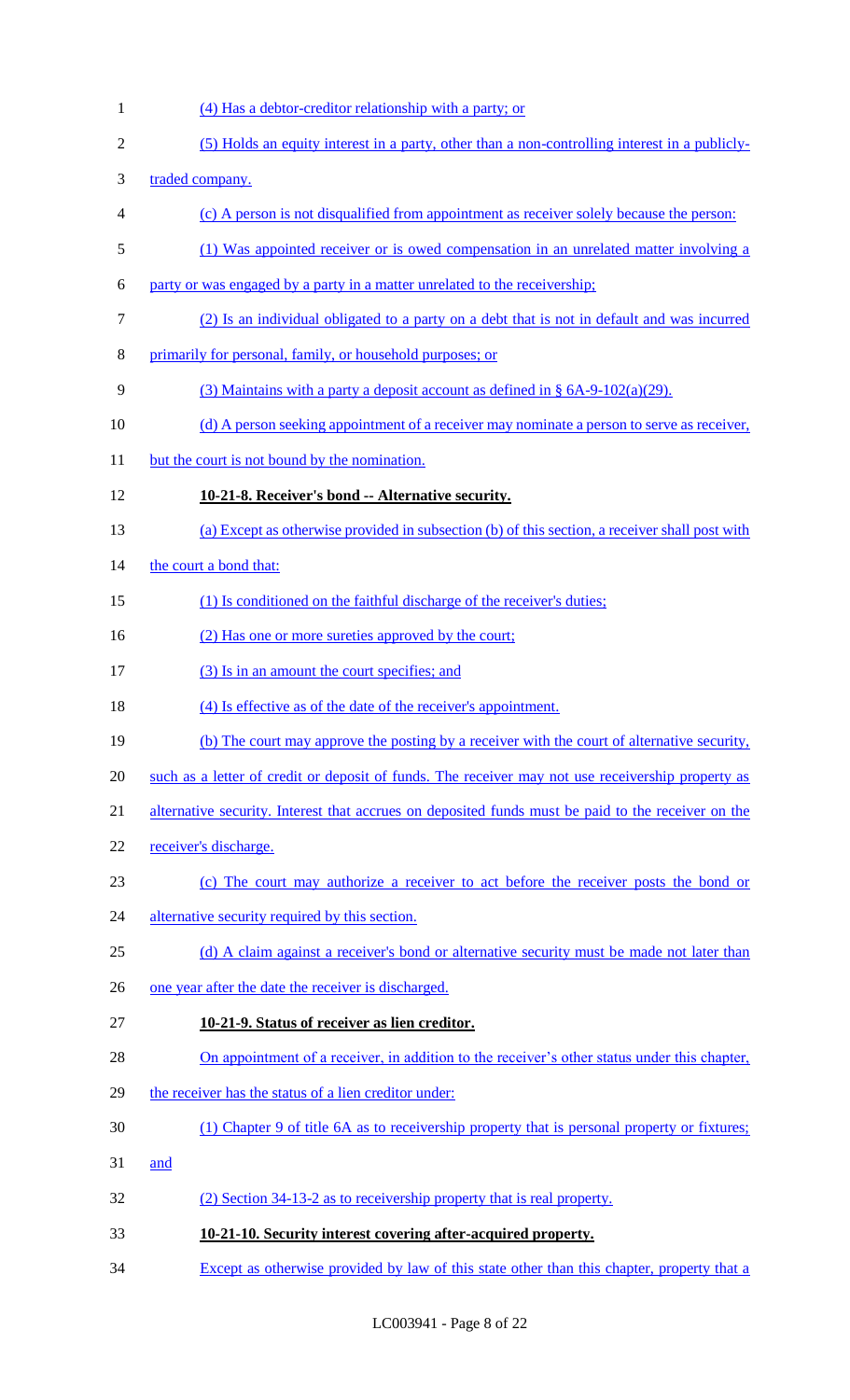(4) Has a debtor-creditor relationship with a party; or

(5) Holds an equity interest in a party, other than a non-controlling interest in a publicly-traded company.

(c) A person is not disqualified from appointment as receiver solely because the person:

(1) Was appointed receiver or is owed compensation in an unrelated matter involving a party or was engaged by a party in a matter unrelated to the receivership;

(2) Is an individual obligated to a party on a debt that is not in default and was incurred primarily for personal, family, or household purposes; or

(3) Maintains with a party a deposit account as defined in § 6A-9-102(a)(29).

(d) A person seeking appointment of a receiver may nominate a person to serve as receiver, but the court is not bound by the nomination.

**10-21-8. Receiver's bond -- Alternative security.**

(a) Except as otherwise provided in subsection (b) of this section, a receiver shall post with the court a bond that:

(1) Is conditioned on the faithful discharge of the receiver's duties;

(2) Has one or more sureties approved by the court;

(3) Is in an amount the court specifies; and

(4) Is effective as of the date of the receiver's appointment.

(b) The court may approve the posting by a receiver with the court of alternative security, such as a letter of credit or deposit of funds. The receiver may not use receivership property as alternative security. Interest that accrues on deposited funds must be paid to the receiver on the receiver's discharge.

(c) The court may authorize a receiver to act before the receiver posts the bond or alternative security required by this section.

(d) A claim against a receiver's bond or alternative security must be made not later than one year after the date the receiver is discharged.

**10-21-9. Status of receiver as lien creditor.**

On appointment of a receiver, in addition to the receiver's other status under this chapter, the receiver has the status of a lien creditor under:

(1) Chapter 9 of title 6A as to receivership property that is personal property or fixtures; and

(2) Section 34-13-2 as to receivership property that is real property.

**10-21-10. Security interest covering after-acquired property.**

Except as otherwise provided by law of this state other than this chapter, property that a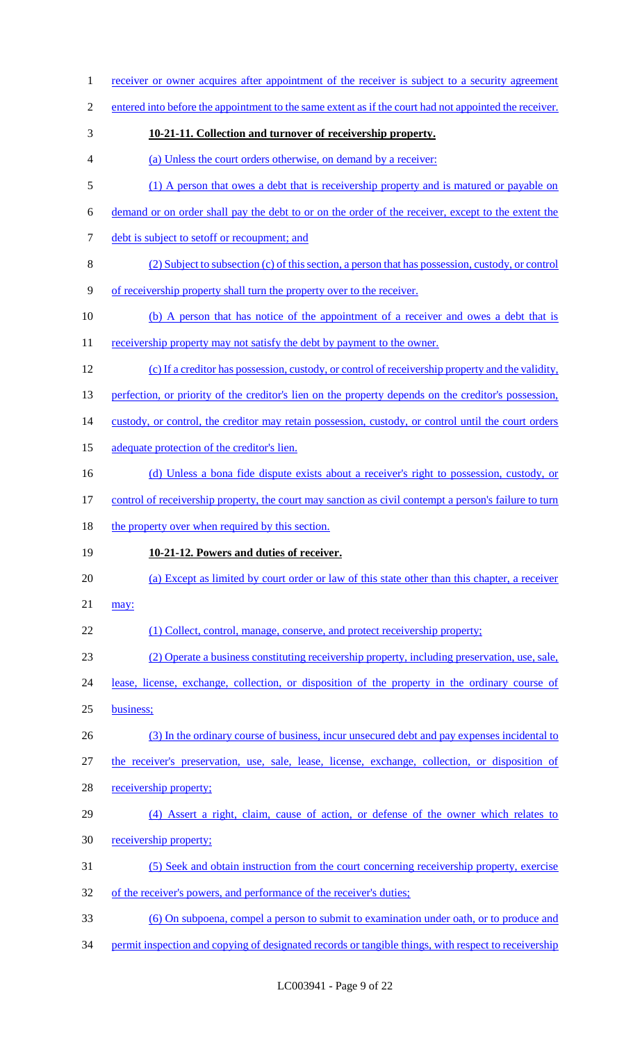receiver or owner acquires after appointment of the receiver is subject to a security agreement entered into before the appointment to the same extent as if the court had not appointed the receiver.

**10-21-11. Collection and turnover of receivership property.**

(a) Unless the court orders otherwise, on demand by a receiver:

(1) A person that owes a debt that is receivership property and is matured or payable on demand or on order shall pay the debt to or on the order of the receiver, except to the extent the debt is subject to setoff or recoupment; and

(2) Subject to subsection (c) of this section, a person that has possession, custody, or control of receivership property shall turn the property over to the receiver.

(b) A person that has notice of the appointment of a receiver and owes a debt that is receivership property may not satisfy the debt by payment to the owner.

(c) If a creditor has possession, custody, or control of receivership property and the validity, perfection, or priority of the creditor's lien on the property depends on the creditor's possession, custody, or control, the creditor may retain possession, custody, or control until the court orders adequate protection of the creditor's lien.

(d) Unless a bona fide dispute exists about a receiver's right to possession, custody, or control of receivership property, the court may sanction as civil contempt a person's failure to turn the property over when required by this section.

**10-21-12. Powers and duties of receiver.**

(a) Except as limited by court order or law of this state other than this chapter, a receiver may:

(1) Collect, control, manage, conserve, and protect receivership property;

(2) Operate a business constituting receivership property, including preservation, use, sale, lease, license, exchange, collection, or disposition of the property in the ordinary course of business;

(3) In the ordinary course of business, incur unsecured debt and pay expenses incidental to the receiver's preservation, use, sale, lease, license, exchange, collection, or disposition of receivership property;

(4) Assert a right, claim, cause of action, or defense of the owner which relates to receivership property;

(5) Seek and obtain instruction from the court concerning receivership property, exercise of the receiver's powers, and performance of the receiver's duties;

(6) On subpoena, compel a person to submit to examination under oath, or to produce and permit inspection and copying of designated records or tangible things, with respect to receivership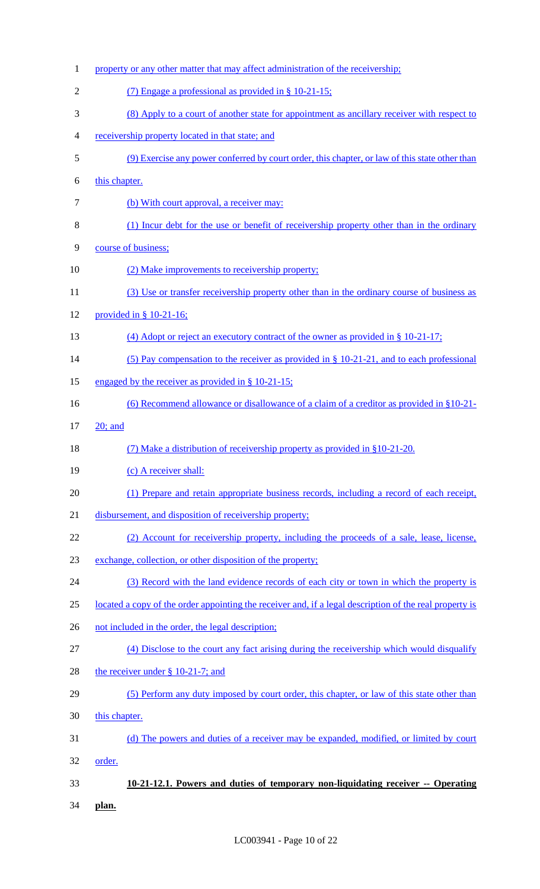property or any other matter that may affect administration of the receivership;

(7) Engage a professional as provided in § 10-21-15;

(8) Apply to a court of another state for appointment as ancillary receiver with respect to receivership property located in that state; and

(9) Exercise any power conferred by court order, this chapter, or law of this state other than this chapter.

(b) With court approval, a receiver may:

(1) Incur debt for the use or benefit of receivership property other than in the ordinary course of business;

(2) Make improvements to receivership property;

(3) Use or transfer receivership property other than in the ordinary course of business as provided in § 10-21-16;

(4) Adopt or reject an executory contract of the owner as provided in § 10-21-17;

(5) Pay compensation to the receiver as provided in § 10-21-21, and to each professional engaged by the receiver as provided in § 10-21-15;

(6) Recommend allowance or disallowance of a claim of a creditor as provided in §10-21-20; and

(7) Make a distribution of receivership property as provided in §10-21-20.

(c) A receiver shall:

(1) Prepare and retain appropriate business records, including a record of each receipt, disbursement, and disposition of receivership property;

(2) Account for receivership property, including the proceeds of a sale, lease, license, exchange, collection, or other disposition of the property;

(3) Record with the land evidence records of each city or town in which the property is located a copy of the order appointing the receiver and, if a legal description of the real property is not included in the order, the legal description;

(4) Disclose to the court any fact arising during the receivership which would disqualify the receiver under § 10-21-7; and

(5) Perform any duty imposed by court order, this chapter, or law of this state other than this chapter.

(d) The powers and duties of a receiver may be expanded, modified, or limited by court order.

**10-21-12.1. Powers and duties of temporary non-liquidating receiver -- Operating plan.**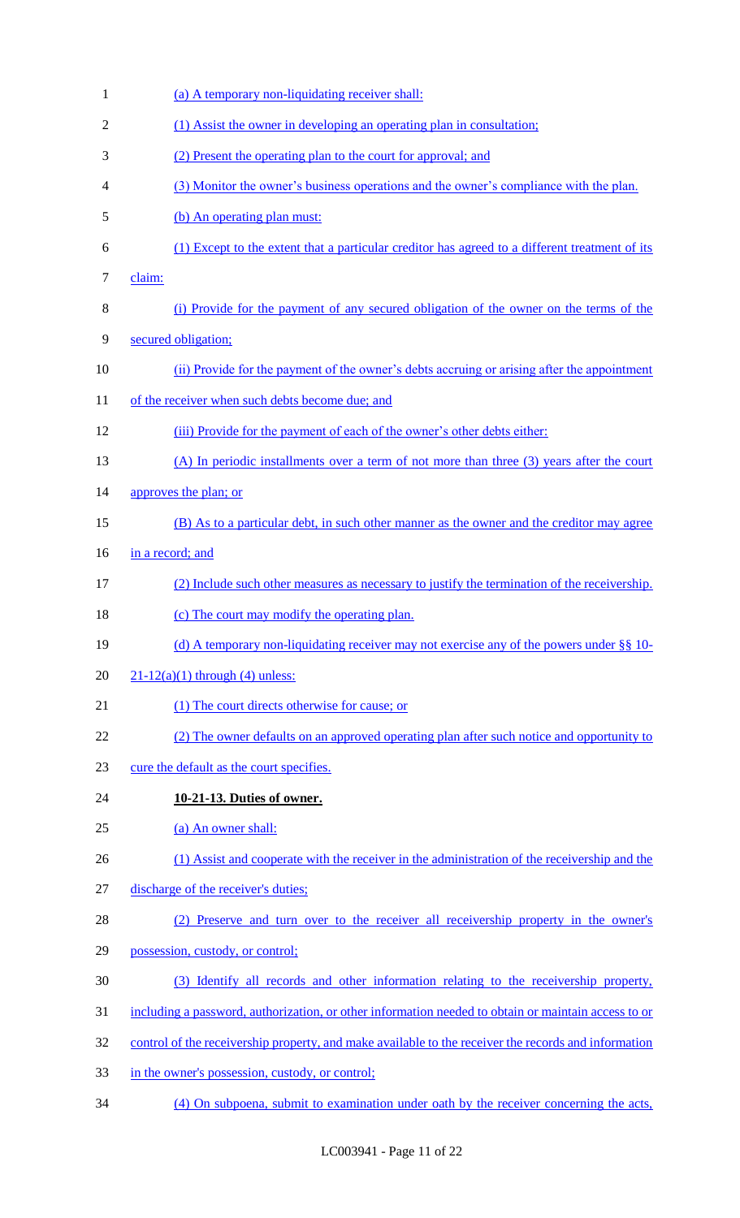(a) A temporary non-liquidating receiver shall:

(1) Assist the owner in developing an operating plan in consultation;

(2) Present the operating plan to the court for approval; and

(3) Monitor the owner's business operations and the owner's compliance with the plan.

(b) An operating plan must:

(1) Except to the extent that a particular creditor has agreed to a different treatment of its claim:

(i) Provide for the payment of any secured obligation of the owner on the terms of the secured obligation;

(ii) Provide for the payment of the owner's debts accruing or arising after the appointment of the receiver when such debts become due; and

(iii) Provide for the payment of each of the owner's other debts either:

(A) In periodic installments over a term of not more than three (3) years after the court approves the plan; or

(B) As to a particular debt, in such other manner as the owner and the creditor may agree in a record; and

(2) Include such other measures as necessary to justify the termination of the receivership.

(c) The court may modify the operating plan.

(d) A temporary non-liquidating receiver may not exercise any of the powers under §§ 10-21-12(a)(1) through (4) unless:

(1) The court directs otherwise for cause; or

(2) The owner defaults on an approved operating plan after such notice and opportunity to cure the default as the court specifies.

**10-21-13. Duties of owner.**

(a) An owner shall:

(1) Assist and cooperate with the receiver in the administration of the receivership and the discharge of the receiver's duties;

(2) Preserve and turn over to the receiver all receivership property in the owner's possession, custody, or control;

(3) Identify all records and other information relating to the receivership property, including a password, authorization, or other information needed to obtain or maintain access to or control of the receivership property, and make available to the receiver the records and information in the owner's possession, custody, or control;

(4) On subpoena, submit to examination under oath by the receiver concerning the acts,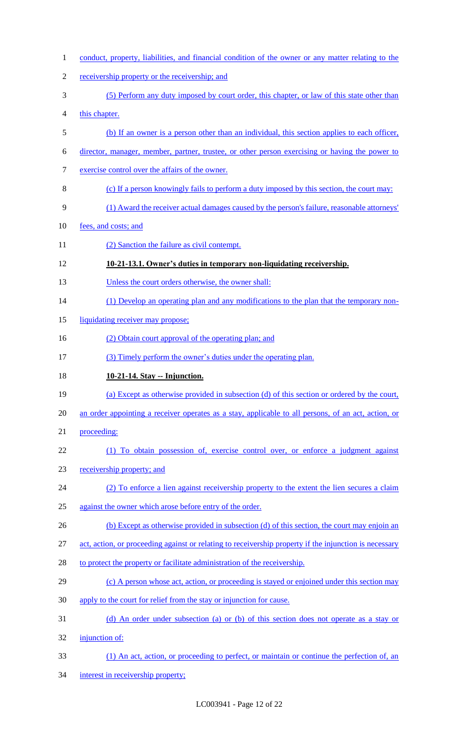conduct, property, liabilities, and financial condition of the owner or any matter relating to the receivership property or the receivership; and

(5) Perform any duty imposed by court order, this chapter, or law of this state other than this chapter.

(b) If an owner is a person other than an individual, this section applies to each officer, director, manager, member, partner, trustee, or other person exercising or having the power to exercise control over the affairs of the owner.

(c) If a person knowingly fails to perform a duty imposed by this section, the court may:

(1) Award the receiver actual damages caused by the person's failure, reasonable attorneys' fees, and costs; and

(2) Sanction the failure as civil contempt.

**10-21-13.1. Owner's duties in temporary non-liquidating receivership.**

Unless the court orders otherwise, the owner shall:

(1) Develop an operating plan and any modifications to the plan that the temporary non-liquidating receiver may propose;

(2) Obtain court approval of the operating plan; and

(3) Timely perform the owner's duties under the operating plan.

**10-21-14. Stay -- Injunction.**

(a) Except as otherwise provided in subsection (d) of this section or ordered by the court, an order appointing a receiver operates as a stay, applicable to all persons, of an act, action, or proceeding:

(1) To obtain possession of, exercise control over, or enforce a judgment against receivership property; and

(2) To enforce a lien against receivership property to the extent the lien secures a claim against the owner which arose before entry of the order.

(b) Except as otherwise provided in subsection (d) of this section, the court may enjoin an act, action, or proceeding against or relating to receivership property if the injunction is necessary to protect the property or facilitate administration of the receivership.

(c) A person whose act, action, or proceeding is stayed or enjoined under this section may apply to the court for relief from the stay or injunction for cause.

(d) An order under subsection (a) or (b) of this section does not operate as a stay or injunction of:

(1) An act, action, or proceeding to perfect, or maintain or continue the perfection of, an interest in receivership property;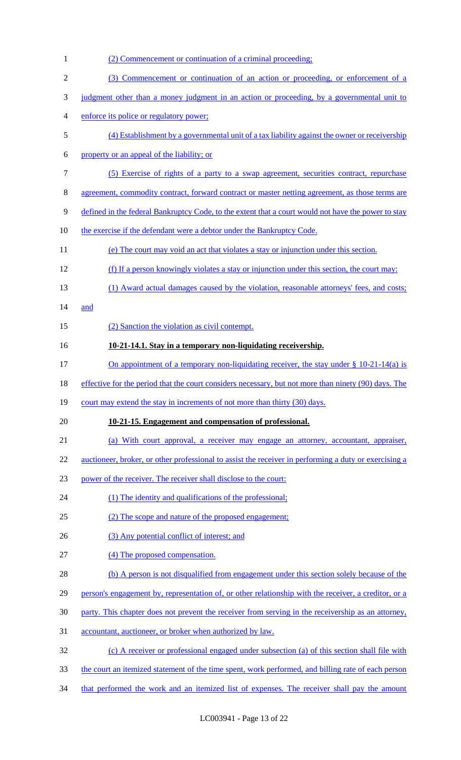(2) Commencement or continuation of a criminal proceeding;

(3) Commencement or continuation of an action or proceeding, or enforcement of a judgment other than a money judgment in an action or proceeding, by a governmental unit to enforce its police or regulatory power;

(4) Establishment by a governmental unit of a tax liability against the owner or receivership property or an appeal of the liability; or

(5) Exercise of rights of a party to a swap agreement, securities contract, repurchase agreement, commodity contract, forward contract or master netting agreement, as those terms are defined in the federal Bankruptcy Code, to the extent that a court would not have the power to stay the exercise if the defendant were a debtor under the Bankruptcy Code.

(e) The court may void an act that violates a stay or injunction under this section.

(f) If a person knowingly violates a stay or injunction under this section, the court may:

(1) Award actual damages caused by the violation, reasonable attorneys' fees, and costs; and

(2) Sanction the violation as civil contempt.

**10-21-14.1. Stay in a temporary non-liquidating receivership.**

On appointment of a temporary non-liquidating receiver, the stay under § 10-21-14(a) is effective for the period that the court considers necessary, but not more than ninety (90) days. The court may extend the stay in increments of not more than thirty (30) days.

**10-21-15. Engagement and compensation of professional.**

(a) With court approval, a receiver may engage an attorney, accountant, appraiser, auctioneer, broker, or other professional to assist the receiver in performing a duty or exercising a power of the receiver. The receiver shall disclose to the court:

(1) The identity and qualifications of the professional;

(2) The scope and nature of the proposed engagement;

(3) Any potential conflict of interest; and

(4) The proposed compensation.

(b) A person is not disqualified from engagement under this section solely because of the person's engagement by, representation of, or other relationship with the receiver, a creditor, or a party. This chapter does not prevent the receiver from serving in the receivership as an attorney, accountant, auctioneer, or broker when authorized by law.

(c) A receiver or professional engaged under subsection (a) of this section shall file with the court an itemized statement of the time spent, work performed, and billing rate of each person that performed the work and an itemized list of expenses. The receiver shall pay the amount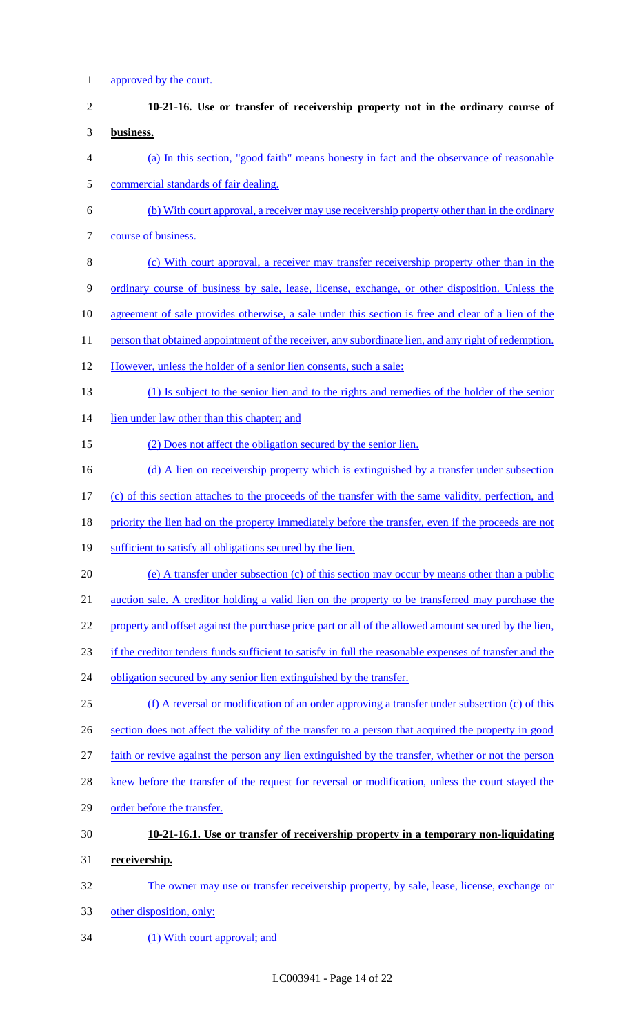approved by the court.

**10-21-16. Use or transfer of receivership property not in the ordinary course of business.**

(a) In this section, "good faith" means honesty in fact and the observance of reasonable commercial standards of fair dealing.

(b) With court approval, a receiver may use receivership property other than in the ordinary course of business.

(c) With court approval, a receiver may transfer receivership property other than in the ordinary course of business by sale, lease, license, exchange, or other disposition. Unless the agreement of sale provides otherwise, a sale under this section is free and clear of a lien of the person that obtained appointment of the receiver, any subordinate lien, and any right of redemption. However, unless the holder of a senior lien consents, such a sale:

(1) Is subject to the senior lien and to the rights and remedies of the holder of the senior lien under law other than this chapter; and

(2) Does not affect the obligation secured by the senior lien.

(d) A lien on receivership property which is extinguished by a transfer under subsection (c) of this section attaches to the proceeds of the transfer with the same validity, perfection, and priority the lien had on the property immediately before the transfer, even if the proceeds are not sufficient to satisfy all obligations secured by the lien.

(e) A transfer under subsection (c) of this section may occur by means other than a public auction sale. A creditor holding a valid lien on the property to be transferred may purchase the property and offset against the purchase price part or all of the allowed amount secured by the lien, if the creditor tenders funds sufficient to satisfy in full the reasonable expenses of transfer and the obligation secured by any senior lien extinguished by the transfer.

(f) A reversal or modification of an order approving a transfer under subsection (c) of this section does not affect the validity of the transfer to a person that acquired the property in good faith or revive against the person any lien extinguished by the transfer, whether or not the person knew before the transfer of the request for reversal or modification, unless the court stayed the order before the transfer.

**10-21-16.1. Use or transfer of receivership property in a temporary non-liquidating receivership.**

The owner may use or transfer receivership property, by sale, lease, license, exchange or other disposition, only:

(1) With court approval; and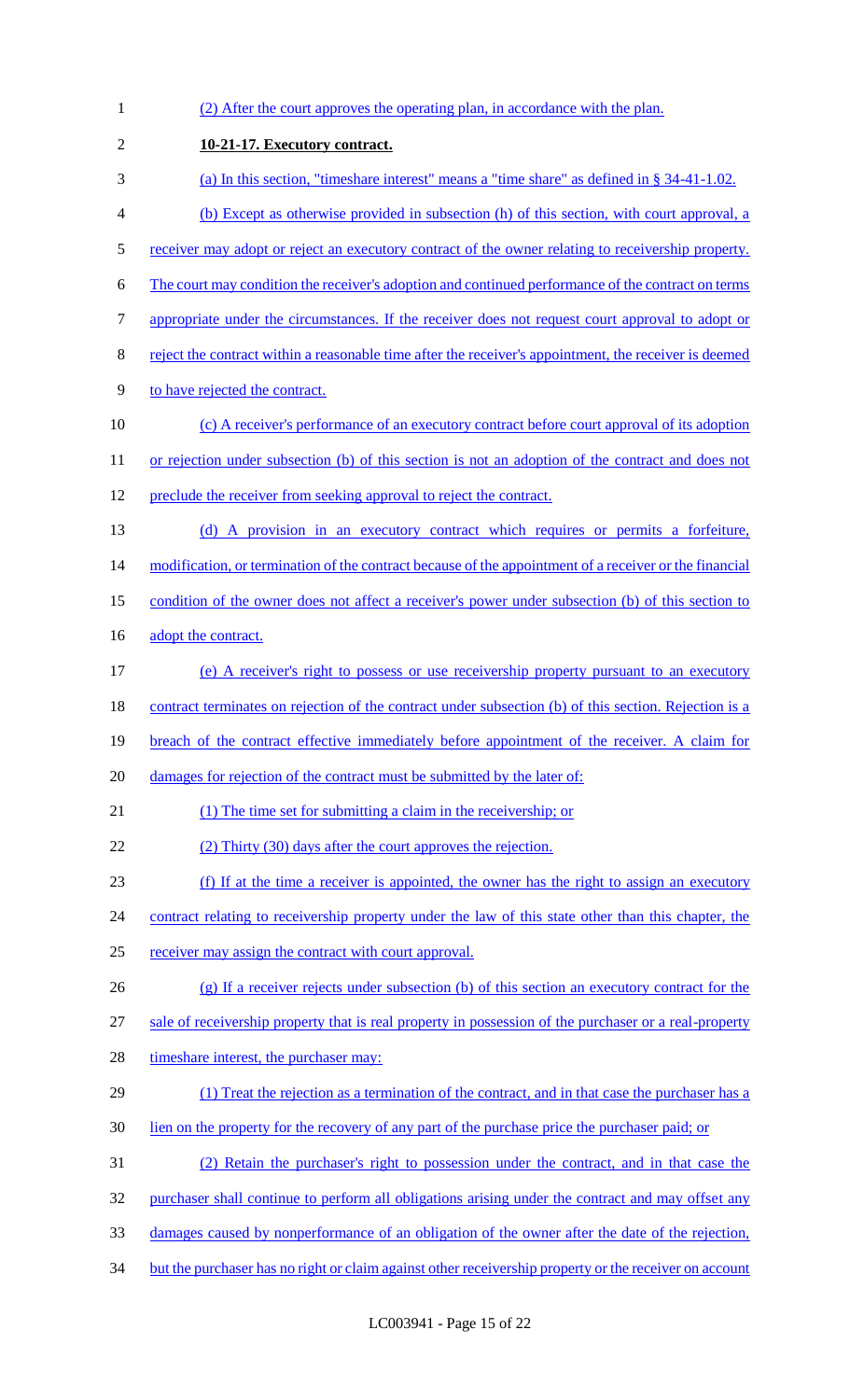(2) After the court approves the operating plan, in accordance with the plan.

**10-21-17. Executory contract.**

(a) In this section, "timeshare interest" means a "time share" as defined in § 34-41-1.02.

(b) Except as otherwise provided in subsection (h) of this section, with court approval, a receiver may adopt or reject an executory contract of the owner relating to receivership property. The court may condition the receiver's adoption and continued performance of the contract on terms appropriate under the circumstances. If the receiver does not request court approval to adopt or reject the contract within a reasonable time after the receiver's appointment, the receiver is deemed to have rejected the contract.

(c) A receiver's performance of an executory contract before court approval of its adoption or rejection under subsection (b) of this section is not an adoption of the contract and does not preclude the receiver from seeking approval to reject the contract.

(d) A provision in an executory contract which requires or permits a forfeiture, modification, or termination of the contract because of the appointment of a receiver or the financial condition of the owner does not affect a receiver's power under subsection (b) of this section to adopt the contract.

(e) A receiver's right to possess or use receivership property pursuant to an executory contract terminates on rejection of the contract under subsection (b) of this section. Rejection is a breach of the contract effective immediately before appointment of the receiver. A claim for damages for rejection of the contract must be submitted by the later of:

(1) The time set for submitting a claim in the receivership; or

(2) Thirty (30) days after the court approves the rejection.

(f) If at the time a receiver is appointed, the owner has the right to assign an executory contract relating to receivership property under the law of this state other than this chapter, the receiver may assign the contract with court approval.

(g) If a receiver rejects under subsection (b) of this section an executory contract for the sale of receivership property that is real property in possession of the purchaser or a real-property timeshare interest, the purchaser may:

(1) Treat the rejection as a termination of the contract, and in that case the purchaser has a lien on the property for the recovery of any part of the purchase price the purchaser paid; or

(2) Retain the purchaser's right to possession under the contract, and in that case the purchaser shall continue to perform all obligations arising under the contract and may offset any damages caused by nonperformance of an obligation of the owner after the date of the rejection, but the purchaser has no right or claim against other receivership property or the receiver on account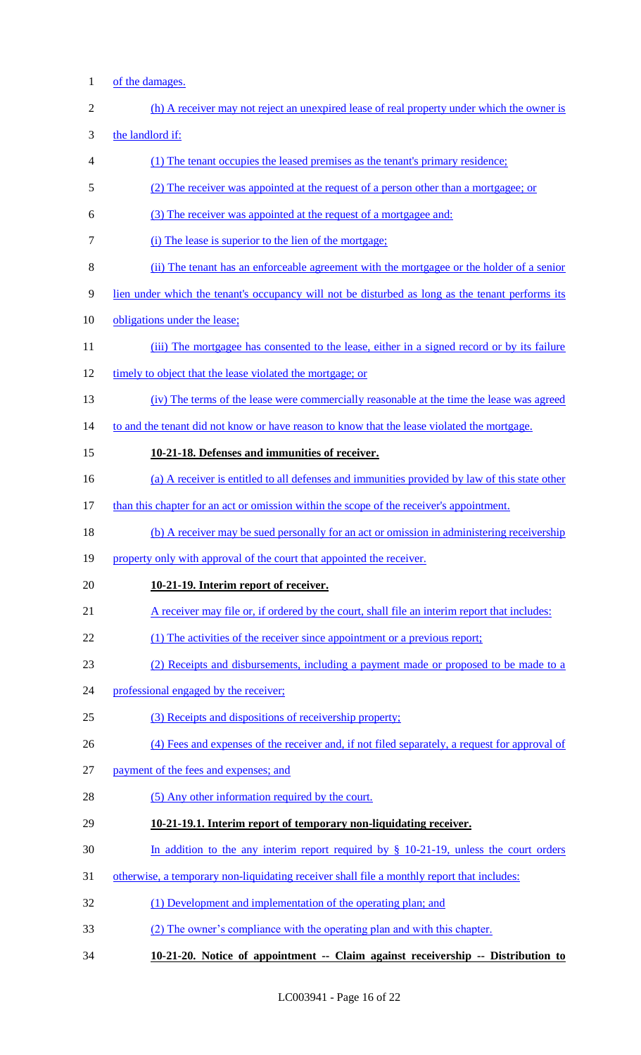of the damages.

(h) A receiver may not reject an unexpired lease of real property under which the owner is the landlord if:

(1) The tenant occupies the leased premises as the tenant's primary residence;

(2) The receiver was appointed at the request of a person other than a mortgagee; or

(3) The receiver was appointed at the request of a mortgagee and:

(i) The lease is superior to the lien of the mortgage;

(ii) The tenant has an enforceable agreement with the mortgagee or the holder of a senior lien under which the tenant's occupancy will not be disturbed as long as the tenant performs its obligations under the lease;

(iii) The mortgagee has consented to the lease, either in a signed record or by its failure timely to object that the lease violated the mortgage; or

(iv) The terms of the lease were commercially reasonable at the time the lease was agreed to and the tenant did not know or have reason to know that the lease violated the mortgage.

**10-21-18. Defenses and immunities of receiver.**

(a) A receiver is entitled to all defenses and immunities provided by law of this state other than this chapter for an act or omission within the scope of the receiver's appointment.

(b) A receiver may be sued personally for an act or omission in administering receivership property only with approval of the court that appointed the receiver.

**10-21-19. Interim report of receiver.**

A receiver may file or, if ordered by the court, shall file an interim report that includes:

(1) The activities of the receiver since appointment or a previous report;

(2) Receipts and disbursements, including a payment made or proposed to be made to a professional engaged by the receiver;

(3) Receipts and dispositions of receivership property;

(4) Fees and expenses of the receiver and, if not filed separately, a request for approval of payment of the fees and expenses; and

(5) Any other information required by the court.

**10-21-19.1. Interim report of temporary non-liquidating receiver.**

In addition to the any interim report required by § 10-21-19, unless the court orders otherwise, a temporary non-liquidating receiver shall file a monthly report that includes:

(1) Development and implementation of the operating plan; and

(2) The owner's compliance with the operating plan and with this chapter.

**10-21-20. Notice of appointment -- Claim against receivership -- Distribution to**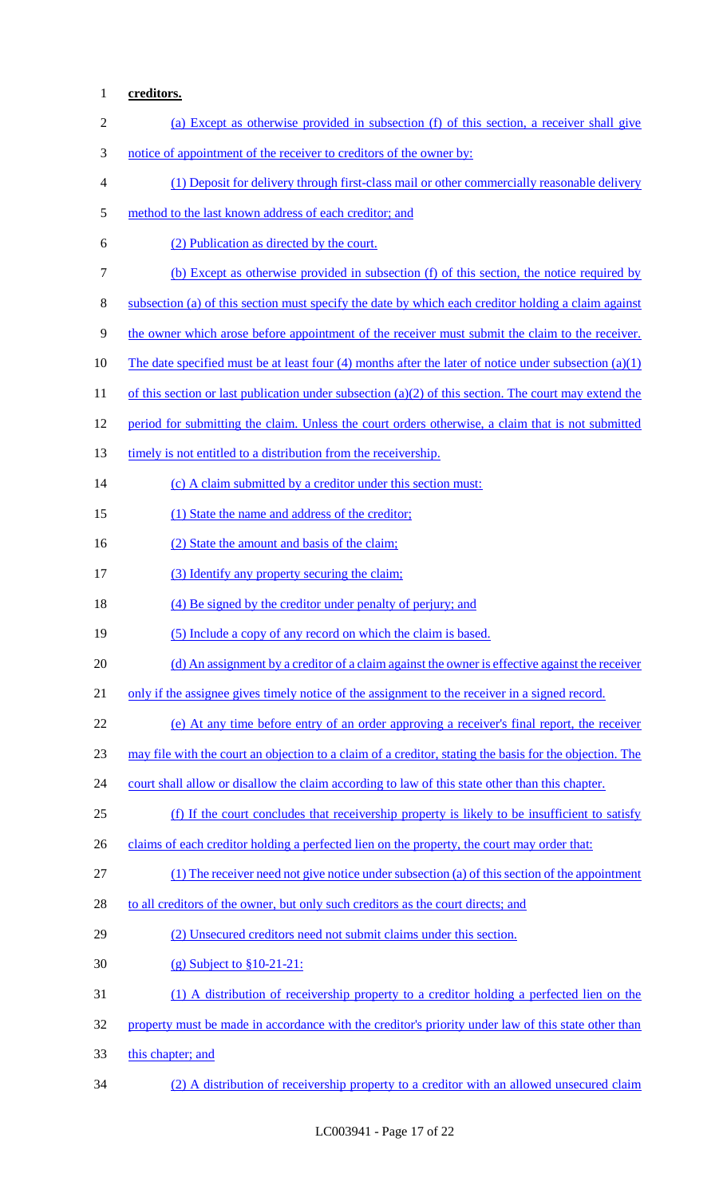**creditors.**

(a) Except as otherwise provided in subsection (f) of this section, a receiver shall give notice of appointment of the receiver to creditors of the owner by:

(1) Deposit for delivery through first-class mail or other commercially reasonable delivery method to the last known address of each creditor; and

(2) Publication as directed by the court.

(b) Except as otherwise provided in subsection (f) of this section, the notice required by subsection (a) of this section must specify the date by which each creditor holding a claim against the owner which arose before appointment of the receiver must submit the claim to the receiver. The date specified must be at least four (4) months after the later of notice under subsection (a)(1) of this section or last publication under subsection (a)(2) of this section. The court may extend the period for submitting the claim. Unless the court orders otherwise, a claim that is not submitted timely is not entitled to a distribution from the receivership.

(c) A claim submitted by a creditor under this section must:

(1) State the name and address of the creditor;

(2) State the amount and basis of the claim;

(3) Identify any property securing the claim;

(4) Be signed by the creditor under penalty of perjury; and

(5) Include a copy of any record on which the claim is based.

(d) An assignment by a creditor of a claim against the owner is effective against the receiver only if the assignee gives timely notice of the assignment to the receiver in a signed record.

(e) At any time before entry of an order approving a receiver's final report, the receiver may file with the court an objection to a claim of a creditor, stating the basis for the objection. The court shall allow or disallow the claim according to law of this state other than this chapter.

(f) If the court concludes that receivership property is likely to be insufficient to satisfy claims of each creditor holding a perfected lien on the property, the court may order that:

(1) The receiver need not give notice under subsection (a) of this section of the appointment to all creditors of the owner, but only such creditors as the court directs; and

(2) Unsecured creditors need not submit claims under this section.

(g) Subject to §10-21-21:

(1) A distribution of receivership property to a creditor holding a perfected lien on the property must be made in accordance with the creditor's priority under law of this state other than this chapter; and

(2) A distribution of receivership property to a creditor with an allowed unsecured claim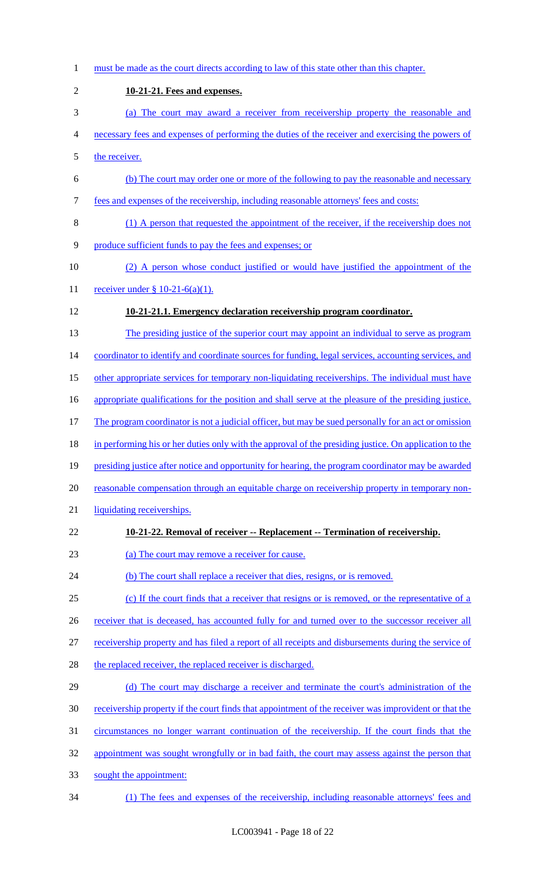must be made as the court directs according to law of this state other than this chapter.

**10-21-21. Fees and expenses.**

(a) The court may award a receiver from receivership property the reasonable and necessary fees and expenses of performing the duties of the receiver and exercising the powers of the receiver.

(b) The court may order one or more of the following to pay the reasonable and necessary fees and expenses of the receivership, including reasonable attorneys' fees and costs:

(1) A person that requested the appointment of the receiver, if the receivership does not produce sufficient funds to pay the fees and expenses; or

(2) A person whose conduct justified or would have justified the appointment of the receiver under § 10-21-6(a)(1).

**10-21-21.1. Emergency declaration receivership program coordinator.**

The presiding justice of the superior court may appoint an individual to serve as program coordinator to identify and coordinate sources for funding, legal services, accounting services, and other appropriate services for temporary non-liquidating receiverships. The individual must have appropriate qualifications for the position and shall serve at the pleasure of the presiding justice. The program coordinator is not a judicial officer, but may be sued personally for an act or omission in performing his or her duties only with the approval of the presiding justice. On application to the presiding justice after notice and opportunity for hearing, the program coordinator may be awarded reasonable compensation through an equitable charge on receivership property in temporary non-liquidating receiverships.

**10-21-22. Removal of receiver -- Replacement -- Termination of receivership.**

(a) The court may remove a receiver for cause.

(b) The court shall replace a receiver that dies, resigns, or is removed.

(c) If the court finds that a receiver that resigns or is removed, or the representative of a receiver that is deceased, has accounted fully for and turned over to the successor receiver all receivership property and has filed a report of all receipts and disbursements during the service of the replaced receiver, the replaced receiver is discharged.

(d) The court may discharge a receiver and terminate the court's administration of the receivership property if the court finds that appointment of the receiver was improvident or that the circumstances no longer warrant continuation of the receivership. If the court finds that the appointment was sought wrongfully or in bad faith, the court may assess against the person that sought the appointment:

(1) The fees and expenses of the receivership, including reasonable attorneys' fees and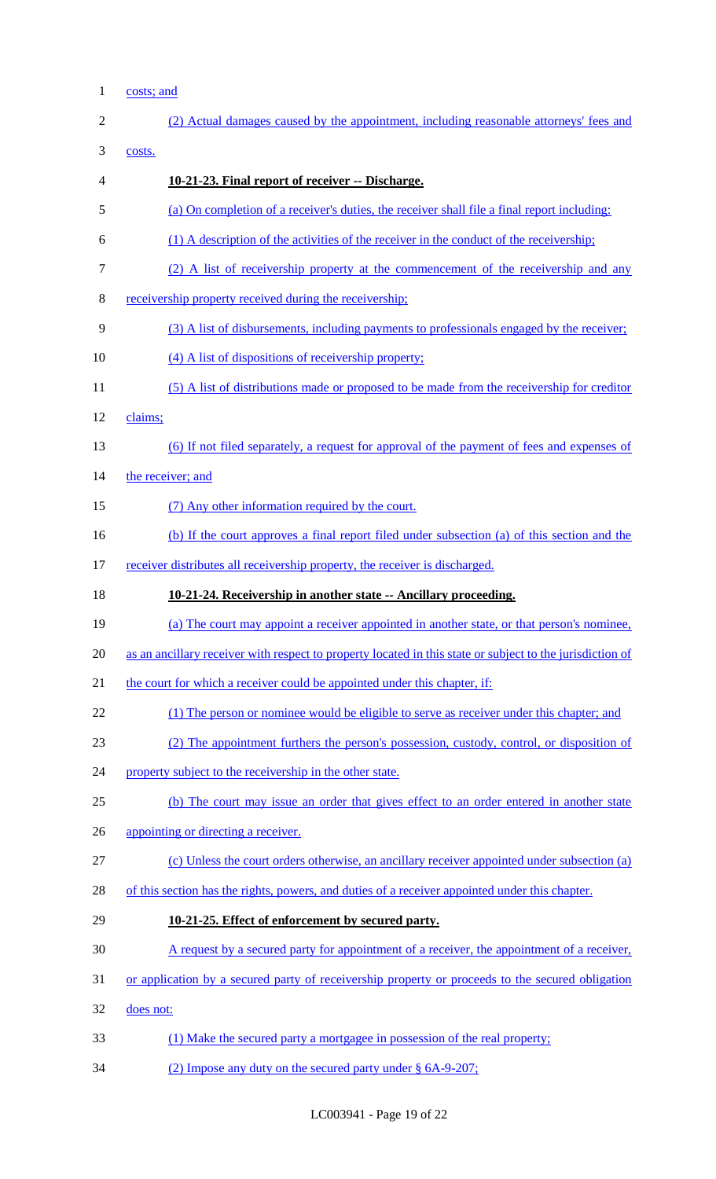costs; and

(2) Actual damages caused by the appointment, including reasonable attorneys' fees and costs.

**10-21-23. Final report of receiver -- Discharge.**

(a) On completion of a receiver's duties, the receiver shall file a final report including:

(1) A description of the activities of the receiver in the conduct of the receivership;

(2) A list of receivership property at the commencement of the receivership and any receivership property received during the receivership;

(3) A list of disbursements, including payments to professionals engaged by the receiver;

(4) A list of dispositions of receivership property;

(5) A list of distributions made or proposed to be made from the receivership for creditor claims;

(6) If not filed separately, a request for approval of the payment of fees and expenses of the receiver; and

(7) Any other information required by the court.

(b) If the court approves a final report filed under subsection (a) of this section and the receiver distributes all receivership property, the receiver is discharged.

**10-21-24. Receivership in another state -- Ancillary proceeding.**

(a) The court may appoint a receiver appointed in another state, or that person's nominee, as an ancillary receiver with respect to property located in this state or subject to the jurisdiction of the court for which a receiver could be appointed under this chapter, if:

(1) The person or nominee would be eligible to serve as receiver under this chapter; and

(2) The appointment furthers the person's possession, custody, control, or disposition of property subject to the receivership in the other state.

(b) The court may issue an order that gives effect to an order entered in another state appointing or directing a receiver.

(c) Unless the court orders otherwise, an ancillary receiver appointed under subsection (a) of this section has the rights, powers, and duties of a receiver appointed under this chapter.

**10-21-25. Effect of enforcement by secured party.**

A request by a secured party for appointment of a receiver, the appointment of a receiver, or application by a secured party of receivership property or proceeds to the secured obligation does not:

(1) Make the secured party a mortgagee in possession of the real property;

(2) Impose any duty on the secured party under § 6A-9-207;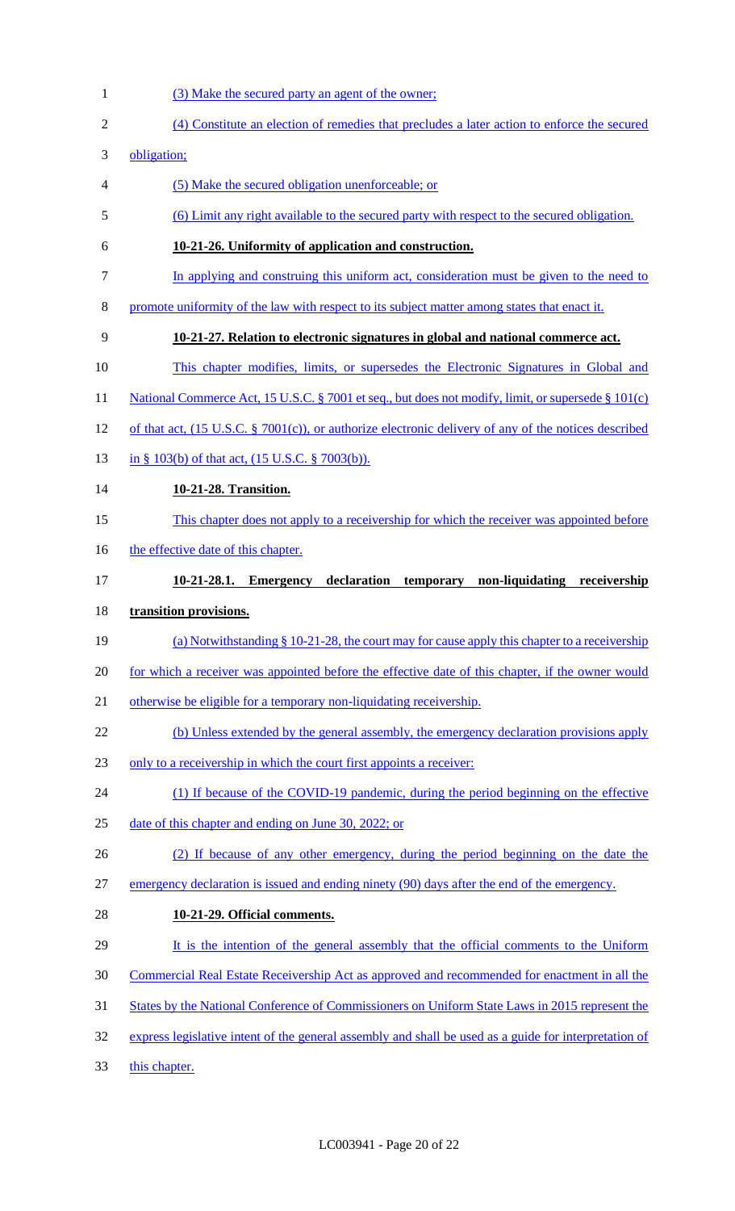(3) Make the secured party an agent of the owner;

(4) Constitute an election of remedies that precludes a later action to enforce the secured obligation;

(5) Make the secured obligation unenforceable; or

(6) Limit any right available to the secured party with respect to the secured obligation.

**10-21-26. Uniformity of application and construction.**

In applying and construing this uniform act, consideration must be given to the need to promote uniformity of the law with respect to its subject matter among states that enact it.

**10-21-27. Relation to electronic signatures in global and national commerce act.**

This chapter modifies, limits, or supersedes the Electronic Signatures in Global and National Commerce Act, 15 U.S.C. § 7001 et seq., but does not modify, limit, or supersede § 101(c) of that act, (15 U.S.C. § 7001(c)), or authorize electronic delivery of any of the notices described in § 103(b) of that act, (15 U.S.C. § 7003(b)).

**10-21-28. Transition.**

This chapter does not apply to a receivership for which the receiver was appointed before the effective date of this chapter.

**10-21-28.1. Emergency declaration temporary non-liquidating receivership transition provisions.**

(a) Notwithstanding § 10-21-28, the court may for cause apply this chapter to a receivership for which a receiver was appointed before the effective date of this chapter, if the owner would otherwise be eligible for a temporary non-liquidating receivership.

(b) Unless extended by the general assembly, the emergency declaration provisions apply only to a receivership in which the court first appoints a receiver:

(1) If because of the COVID-19 pandemic, during the period beginning on the effective date of this chapter and ending on June 30, 2022; or

(2) If because of any other emergency, during the period beginning on the date the emergency declaration is issued and ending ninety (90) days after the end of the emergency.

**10-21-29. Official comments.**

It is the intention of the general assembly that the official comments to the Uniform Commercial Real Estate Receivership Act as approved and recommended for enactment in all the States by the National Conference of Commissioners on Uniform State Laws in 2015 represent the express legislative intent of the general assembly and shall be used as a guide for interpretation of this chapter.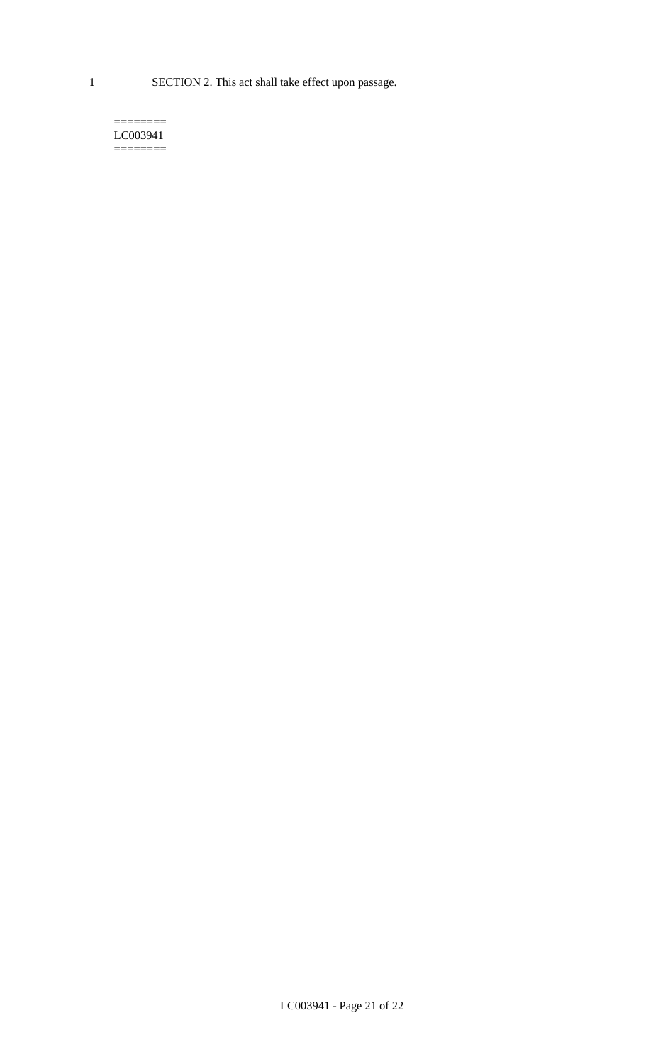1 SECTION 2. This act shall take effect upon passage.

========
LC003941
========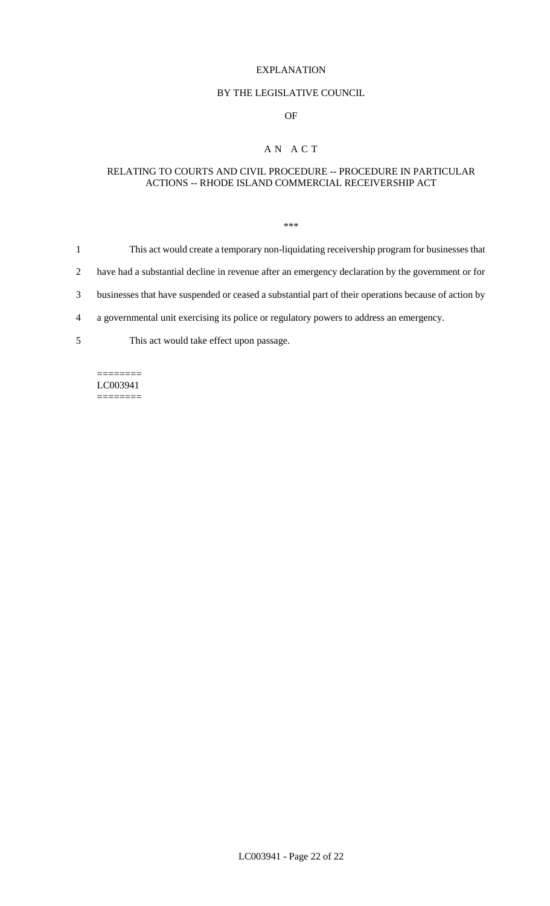EXPLANATION

BY THE LEGISLATIVE COUNCIL

OF

A N A C T

RELATING TO COURTS AND CIVIL PROCEDURE -- PROCEDURE IN PARTICULAR ACTIONS -- RHODE ISLAND COMMERCIAL RECEIVERSHIP ACT

\*\*\*

1 This act would create a temporary non-liquidating receivership program for businesses that
2 have had a substantial decline in revenue after an emergency declaration by the government or for
3 businesses that have suspended or ceased a substantial part of their operations because of action by
4 a governmental unit exercising its police or regulatory powers to address an emergency.
5 This act would take effect upon passage.

========
LC003941
========